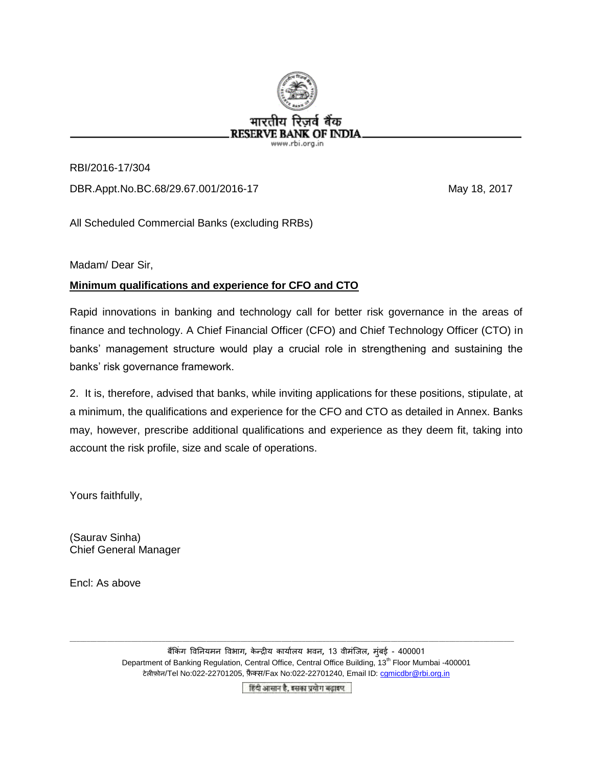# भारतीय रिज़र्व बैंक
# RESERVE BANK OF INDIA

www.rbi.org.in

RBI/2016-17/304

DBR.Appt.No.BC.68/29.67.001/2016-17 May 18, 2017

All Scheduled Commercial Banks (excluding RRBs)

Madam/ Dear Sir,

**Minimum qualifications and experience for CFO and CTO**

Rapid innovations in banking and technology call for better risk governance in the areas of finance and technology. A Chief Financial Officer (CFO) and Chief Technology Officer (CTO) in banks' management structure would play a crucial role in strengthening and sustaining the banks' risk governance framework.

2. It is, therefore, advised that banks, while inviting applications for these positions, stipulate, at a minimum, the qualifications and experience for the CFO and CTO as detailed in Annex. Banks may, however, prescribe additional qualifications and experience as they deem fit, taking into account the risk profile, size and scale of operations.

Yours faithfully,

(Saurav Sinha)
Chief General Manager

Encl: As above

बैंकिंग विनियमन विभाग, केन्द्रीय कार्यालय भवन, 13 वीमंजिल, मुंबई - 400001
Department of Banking Regulation, Central Office, Central Office Building, 13th Floor Mumbai -400001
टेलीफ़ोन/Tel No:022-22701205, फ़ैक्स/Fax No:022-22701240, Email ID: cgmicdbr@rbi.org.in

हिंदी आसान है, इसका प्रयोग बढ़ाइए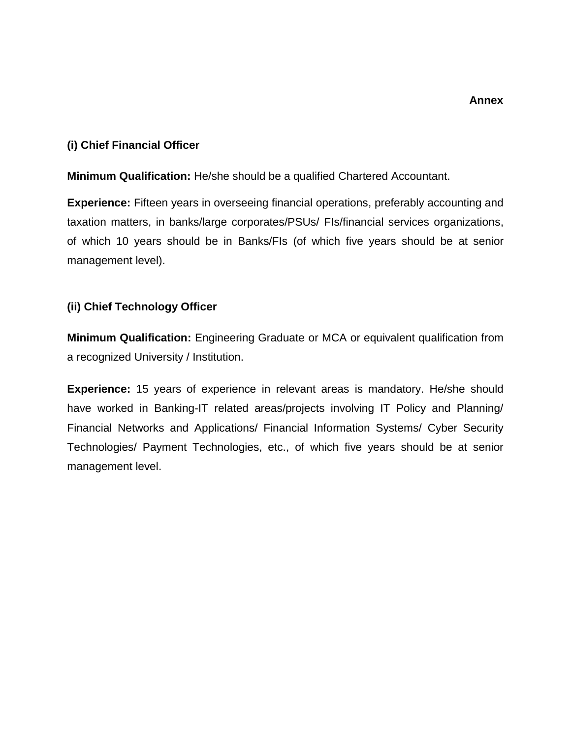**Annex**

### (i) Chief Financial Officer

**Minimum Qualification:** He/she should be a qualified Chartered Accountant.

**Experience:** Fifteen years in overseeing financial operations, preferably accounting and taxation matters, in banks/large corporates/PSUs/ FIs/financial services organizations, of which 10 years should be in Banks/FIs (of which five years should be at senior management level).

### (ii) Chief Technology Officer

**Minimum Qualification:** Engineering Graduate or MCA or equivalent qualification from a recognized University / Institution.

**Experience:** 15 years of experience in relevant areas is mandatory. He/she should have worked in Banking-IT related areas/projects involving IT Policy and Planning/ Financial Networks and Applications/ Financial Information Systems/ Cyber Security Technologies/ Payment Technologies, etc., of which five years should be at senior management level.